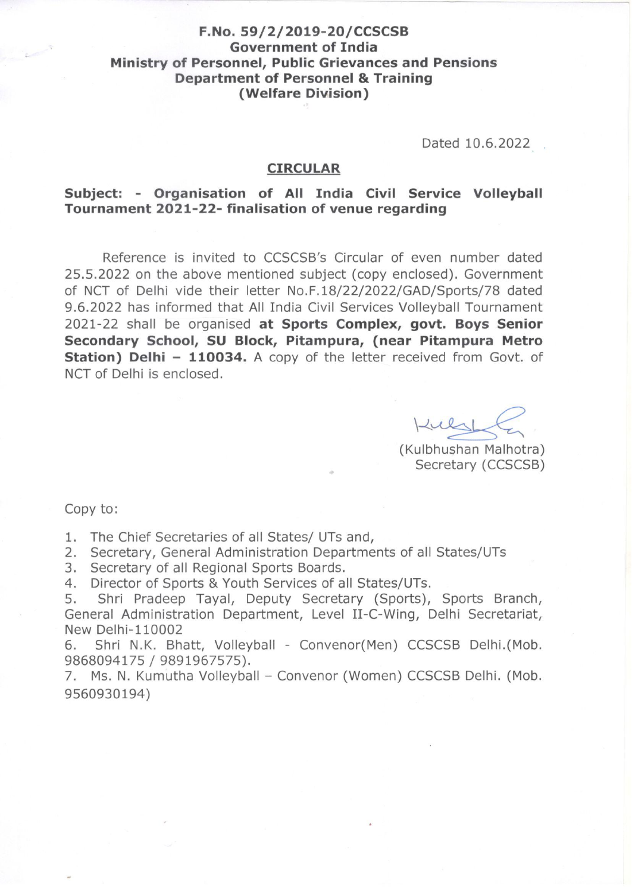**F.No. 59/2/2019-20/CCSCSB**
**Government of India**
**Ministry of Personnel, Public Grievances and Pensions**
**Department of Personnel & Training**
**(Welfare Division)**

Dated 10.6.2022

## CIRCULAR

**Subject: - Organisation of All India Civil Service Volleyball Tournament 2021-22- finalisation of venue regarding**

Reference is invited to CCSCSB's Circular of even number dated 25.5.2022 on the above mentioned subject (copy enclosed). Government of NCT of Delhi vide their letter No.F.18/22/2022/GAD/Sports/78 dated 9.6.2022 has informed that All India Civil Services Volleyball Tournament 2021-22 shall be organised **at Sports Complex, govt. Boys Senior Secondary School, SU Block, Pitampura, (near Pitampura Metro Station) Delhi – 110034.** A copy of the letter received from Govt. of NCT of Delhi is enclosed.

(Kulbhushan Malhotra)
Secretary (CCSCSB)

Copy to:

1. The Chief Secretaries of all States/ UTs and,
2. Secretary, General Administration Departments of all States/UTs
3. Secretary of all Regional Sports Boards.
4. Director of Sports & Youth Services of all States/UTs.
5. Shri Pradeep Tayal, Deputy Secretary (Sports), Sports Branch, General Administration Department, Level II-C-Wing, Delhi Secretariat, New Delhi-110002
6. Shri N.K. Bhatt, Volleyball - Convenor(Men) CCSCSB Delhi.(Mob. 9868094175 / 9891967575).
7. Ms. N. Kumutha Volleyball – Convenor (Women) CCSCSB Delhi. (Mob. 9560930194)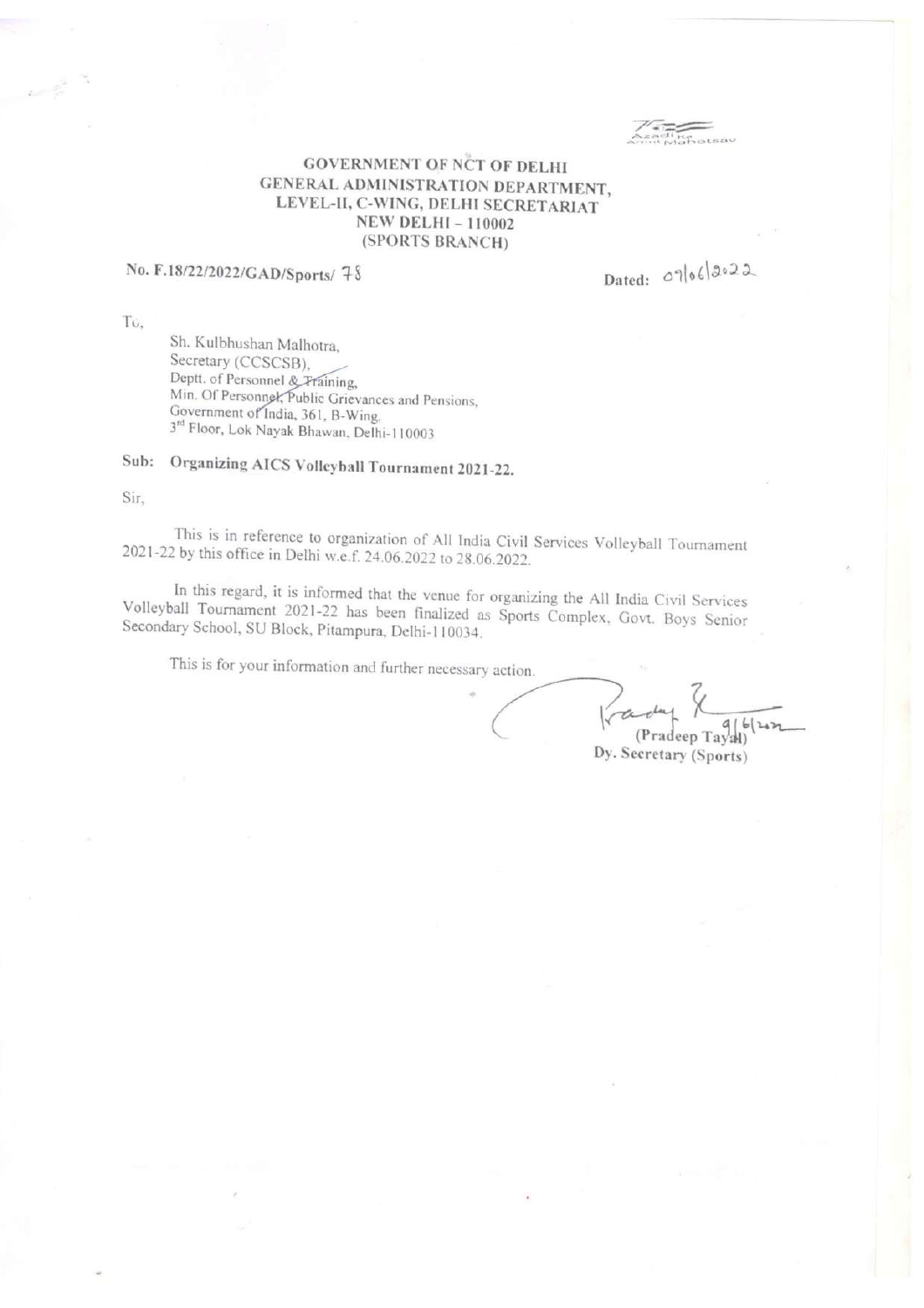GOVERNMENT OF NCT OF DELHI
GENERAL ADMINISTRATION DEPARTMENT,
LEVEL-II, C-WING, DELHI SECRETARIAT
NEW DELHI – 110002
(SPORTS BRANCH)

No. F.18/22/2022/GAD/Sports/ 78

Dated: 07/06/2022

To,

Sh. Kulbhushan Malhotra,
Secretary (CCSCSB),
Deptt. of Personnel & Training,
Min. Of Personnel, Public Grievances and Pensions,
Government of India, 361, B-Wing,
3rd Floor, Lok Nayak Bhawan, Delhi-110003

**Sub: Organizing AICS Volleyball Tournament 2021-22.**

Sir,

This is in reference to organization of All India Civil Services Volleyball Tournament 2021-22 by this office in Delhi w.e.f. 24.06.2022 to 28.06.2022.

In this regard, it is informed that the venue for organizing the All India Civil Services Volleyball Tournament 2021-22 has been finalized as Sports Complex, Govt. Boys Senior Secondary School, SU Block, Pitampura, Delhi-110034.

This is for your information and further necessary action.

9/6/2022
(Pradeep Tayal)
Dy. Secretary (Sports)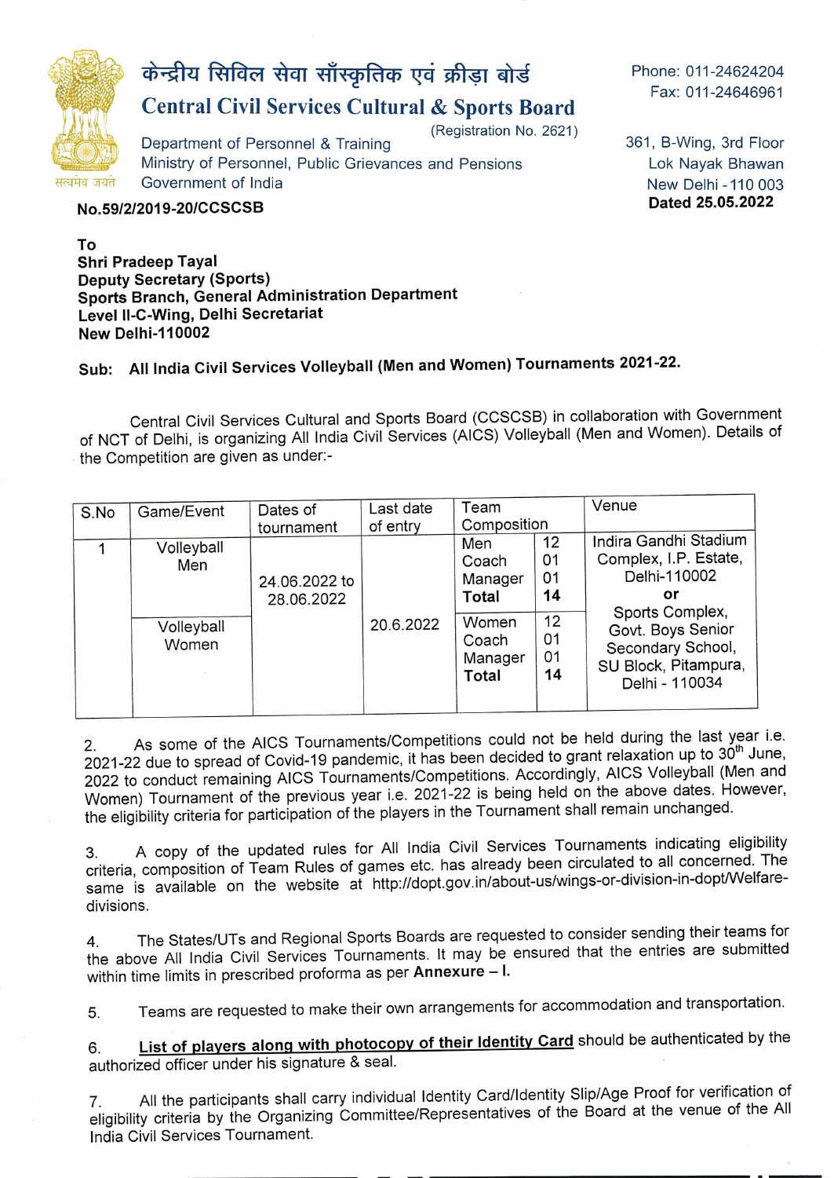# केन्द्रीय सिविल सेवा सॉंस्कृतिक एवं क्रीड़ा बोर्ड

# Central Civil Services Cultural & Sports Board

(Registration No. 2621)

Department of Personnel & Training
Ministry of Personnel, Public Grievances and Pensions
Government of India

सत्यमेव जयते

Phone: 011-24624204
Fax: 011-24646961

361, B-Wing, 3rd Floor
Lok Nayak Bhawan
New Delhi - 110 003

**No.59/2/2019-20/CCSCSB**

**Dated 25.05.2022**

**To**
**Shri Pradeep Tayal**
**Deputy Secretary (Sports)**
**Sports Branch, General Administration Department**
**Level II-C-Wing, Delhi Secretariat**
**New Delhi-110002**

**Sub: All India Civil Services Volleyball (Men and Women) Tournaments 2021-22.**

Central Civil Services Cultural and Sports Board (CCSCSB) in collaboration with Government of NCT of Delhi, is organizing All India Civil Services (AICS) Volleyball (Men and Women). Details of the Competition are given as under:-

| S.No | Game/Event | Dates of tournament | Last date of entry | Team Composition | | Venue |
|---|---|---|---|---|---|---|
| 1 | Volleyball Men | 24.06.2022 to 28.06.2022 | 20.6.2022 | Men<br>Coach<br>Manager<br>**Total** | 12<br>01<br>01<br>**14** | Indira Gandhi Stadium Complex, I.P. Estate, Delhi-110002<br>**or**<br>Sports Complex, Govt. Boys Senior Secondary School, SU Block, Pitampura, Delhi - 110034 |
| | Volleyball Women | | | Women<br>Coach<br>Manager<br>**Total** | 12<br>01<br>01<br>**14** | |

2. As some of the AICS Tournaments/Competitions could not be held during the last year i.e. 2021-22 due to spread of Covid-19 pandemic, it has been decided to grant relaxation up to 30th June, 2022 to conduct remaining AICS Tournaments/Competitions. Accordingly, AICS Volleyball (Men and Women) Tournament of the previous year i.e. 2021-22 is being held on the above dates. However, the eligibility criteria for participation of the players in the Tournament shall remain unchanged.

3. A copy of the updated rules for All India Civil Services Tournaments indicating eligibility criteria, composition of Team Rules of games etc. has already been circulated to all concerned. The same is available on the website at http://dopt.gov.in/about-us/wings-or-division-in-dopt/Welfare-divisions.

4. The States/UTs and Regional Sports Boards are requested to consider sending their teams for the above All India Civil Services Tournaments. It may be ensured that the entries are submitted within time limits in prescribed proforma as per **Annexure – I.**

5. Teams are requested to make their own arrangements for accommodation and transportation.

6. **List of players along with photocopy of their Identity Card** should be authenticated by the authorized officer under his signature & seal.

7. All the participants shall carry individual Identity Card/Identity Slip/Age Proof for verification of eligibility criteria by the Organizing Committee/Representatives of the Board at the venue of the All India Civil Services Tournament.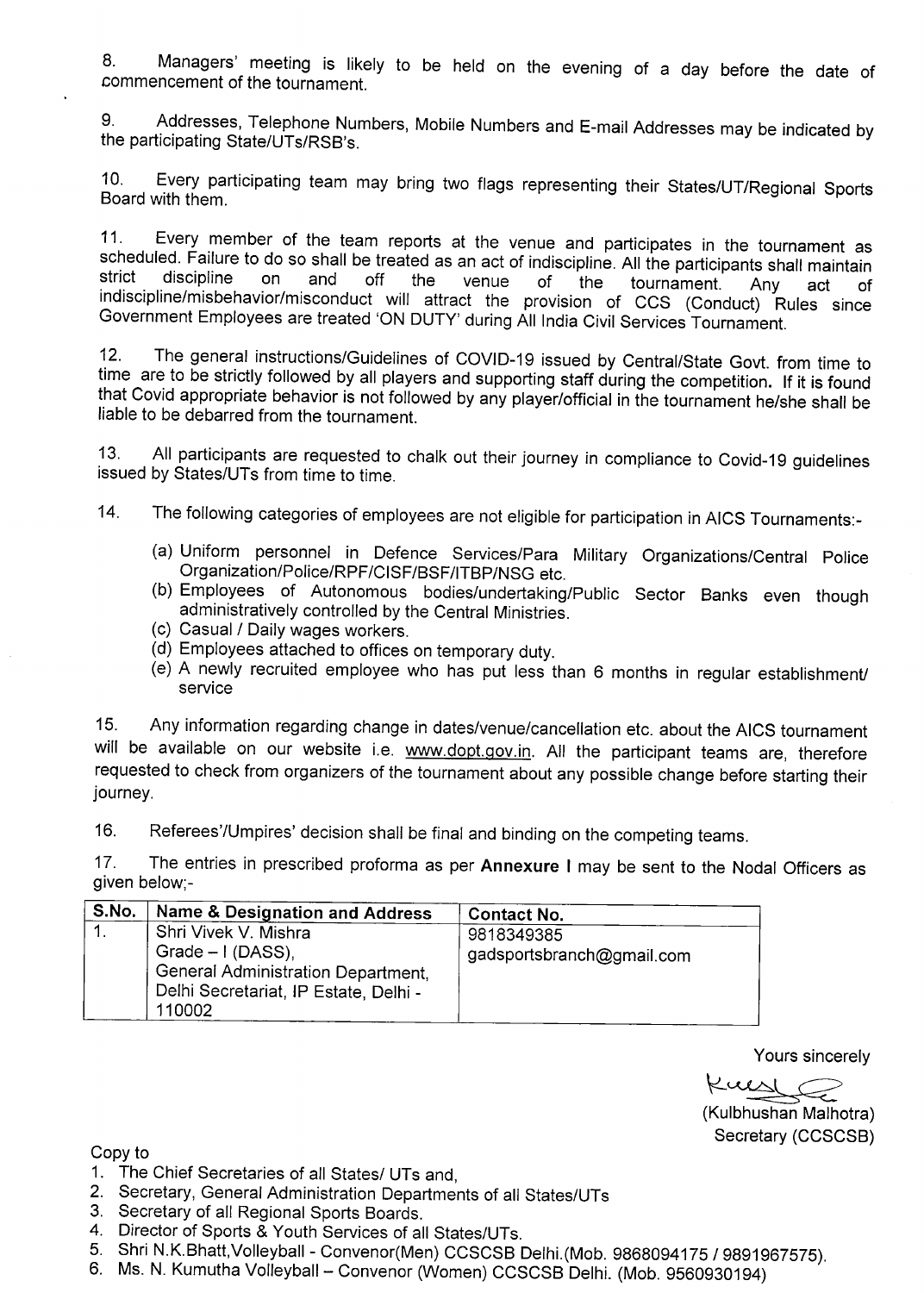8. Managers' meeting is likely to be held on the evening of a day before the date of commencement of the tournament.

9. Addresses, Telephone Numbers, Mobile Numbers and E-mail Addresses may be indicated by the participating State/UTs/RSB's.

10. Every participating team may bring two flags representing their States/UT/Regional Sports Board with them.

11. Every member of the team reports at the venue and participates in the tournament as scheduled. Failure to do so shall be treated as an act of indiscipline. All the participants shall maintain strict discipline on and off the venue of the tournament. Any act of indiscipline/misbehavior/misconduct will attract the provision of CCS (Conduct) Rules since Government Employees are treated 'ON DUTY' during All India Civil Services Tournament.

12. The general instructions/Guidelines of COVID-19 issued by Central/State Govt. from time to time are to be strictly followed by all players and supporting staff during the competition. If it is found that Covid appropriate behavior is not followed by any player/official in the tournament he/she shall be liable to be debarred from the tournament.

13. All participants are requested to chalk out their journey in compliance to Covid-19 guidelines issued by States/UTs from time to time.

14. The following categories of employees are not eligible for participation in AICS Tournaments:-

(a) Uniform personnel in Defence Services/Para Military Organizations/Central Police Organization/Police/RPF/CISF/BSF/ITBP/NSG etc.
(b) Employees of Autonomous bodies/undertaking/Public Sector Banks even though administratively controlled by the Central Ministries.
(c) Casual / Daily wages workers.
(d) Employees attached to offices on temporary duty.
(e) A newly recruited employee who has put less than 6 months in regular establishment/ service

15. Any information regarding change in dates/venue/cancellation etc. about the AICS tournament will be available on our website i.e. www.dopt.gov.in. All the participant teams are, therefore requested to check from organizers of the tournament about any possible change before starting their journey.

16. Referees'/Umpires' decision shall be final and binding on the competing teams.

17. The entries in prescribed proforma as per **Annexure I** may be sent to the Nodal Officers as given below;-

| S.No. | Name & Designation and Address | Contact No. |
|---|---|---|
| 1. | Shri Vivek V. Mishra<br>Grade – I (DASS),<br>General Administration Department,<br>Delhi Secretariat, IP Estate, Delhi - 110002 | 9818349385<br>gadsportsbranch@gmail.com |

Yours sincerely

(Kulbhushan Malhotra)
Secretary (CCSCSB)

Copy to

1. The Chief Secretaries of all States/ UTs and,
2. Secretary, General Administration Departments of all States/UTs
3. Secretary of all Regional Sports Boards.
4. Director of Sports & Youth Services of all States/UTs.
5. Shri N.K.Bhatt,Volleyball - Convenor(Men) CCSCSB Delhi.(Mob. 9868094175 / 9891967575).
6. Ms. N. Kumutha Volleyball – Convenor (Women) CCSCSB Delhi. (Mob. 9560930194)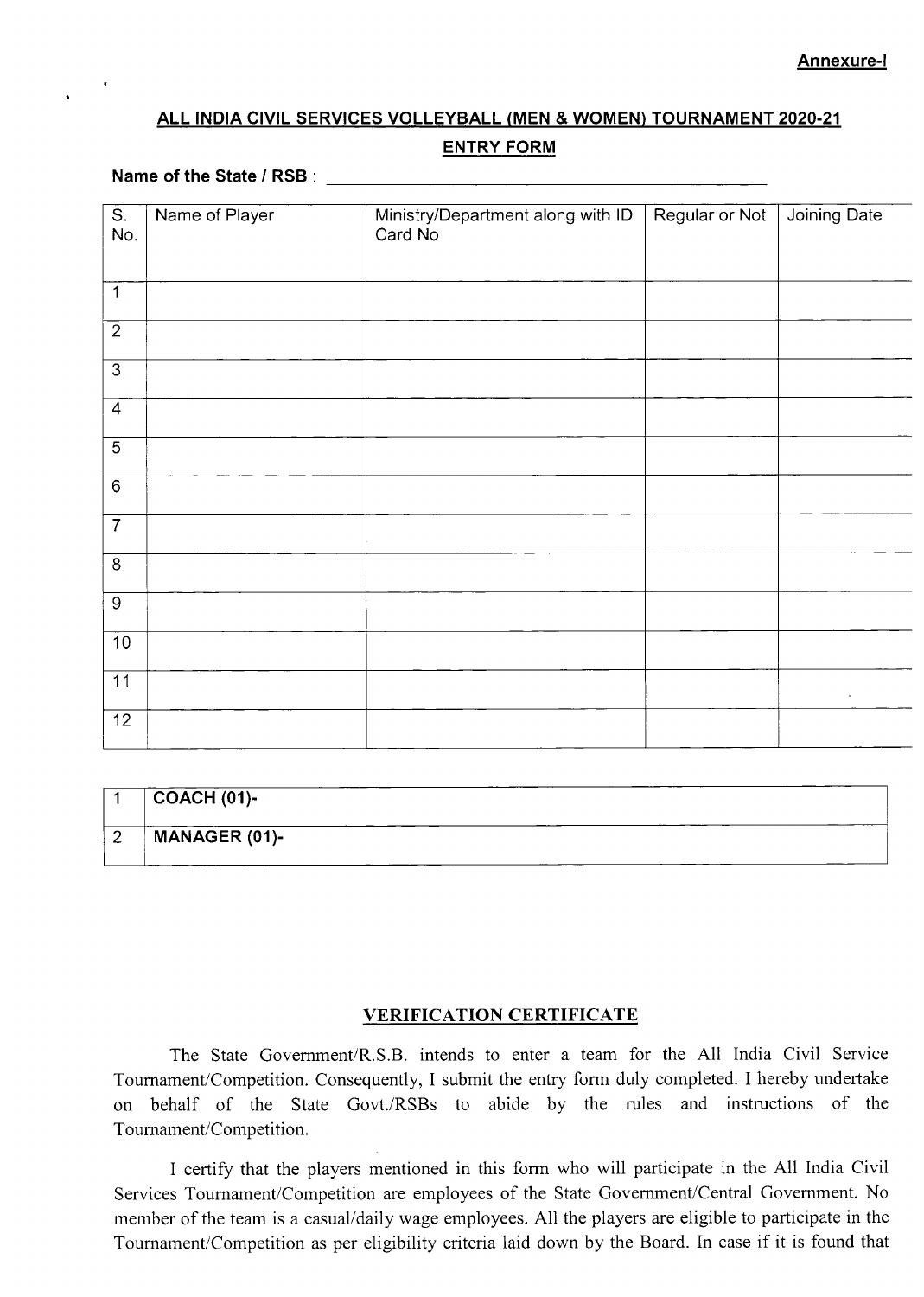**Annexure-I**

## ALL INDIA CIVIL SERVICES VOLLEYBALL (MEN & WOMEN) TOURNAMENT 2020-21

### ENTRY FORM

**Name of the State / RSB** : ____________________________________________

| S. No. | Name of Player | Ministry/Department along with ID Card No | Regular or Not | Joining Date |
|---|---|---|---|---|
| 1 | | | | |
| 2 | | | | |
| 3 | | | | |
| 4 | | | | |
| 5 | | | | |
| 6 | | | | |
| 7 | | | | |
| 8 | | | | |
| 9 | | | | |
| 10 | | | | |
| 11 | | | | |
| 12 | | | | |

| | |
|---|---|
| 1 | **COACH (01)-** |
| 2 | **MANAGER (01)-** |

### VERIFICATION CERTIFICATE

The State Government/R.S.B. intends to enter a team for the All India Civil Service Tournament/Competition. Consequently, I submit the entry form duly completed. I hereby undertake on behalf of the State Govt./RSBs to abide by the rules and instructions of the Tournament/Competition.

I certify that the players mentioned in this form who will participate in the All India Civil Services Tournament/Competition are employees of the State Government/Central Government. No member of the team is a casual/daily wage employees. All the players are eligible to participate in the Tournament/Competition as per eligibility criteria laid down by the Board. In case if it is found that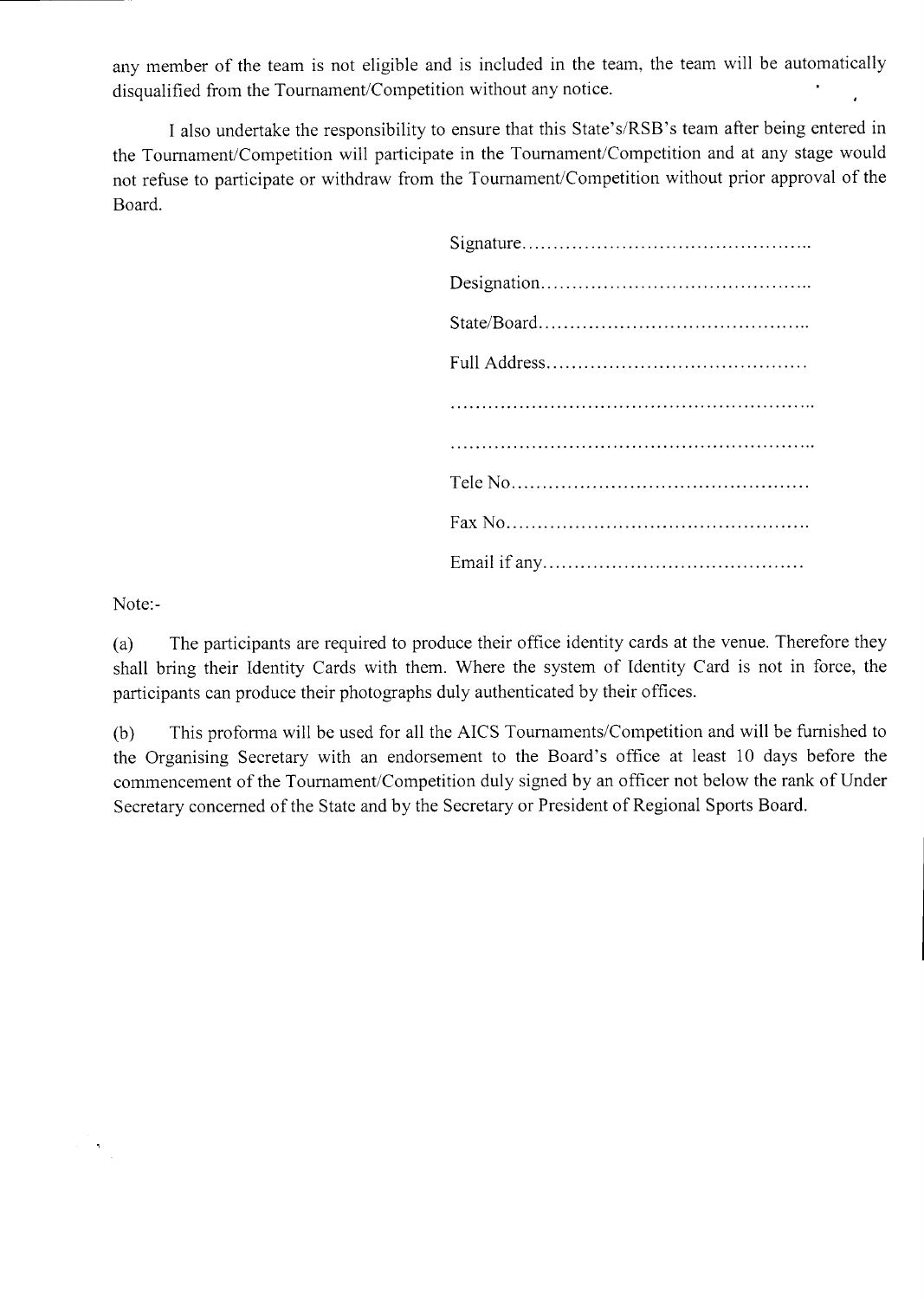any member of the team is not eligible and is included in the team, the team will be automatically disqualified from the Tournament/Competition without any notice.

I also undertake the responsibility to ensure that this State's/RSB's team after being entered in the Tournament/Competition will participate in the Tournament/Competition and at any stage would not refuse to participate or withdraw from the Tournament/Competition without prior approval of the Board.

Signature……………………………………..

Designation…………………………………..

State/Board…………………………………..

Full Address…………………………………

…………………………………………………..

…………………………………………………..

Tele No………………………………………

Fax No……………………………………….

Email if any…………………………………

Note:-

(a) The participants are required to produce their office identity cards at the venue. Therefore they shall bring their Identity Cards with them. Where the system of Identity Card is not in force, the participants can produce their photographs duly authenticated by their offices.

(b) This proforma will be used for all the AICS Tournaments/Competition and will be furnished to the Organising Secretary with an endorsement to the Board's office at least 10 days before the commencement of the Tournament/Competition duly signed by an officer not below the rank of Under Secretary concerned of the State and by the Secretary or President of Regional Sports Board.